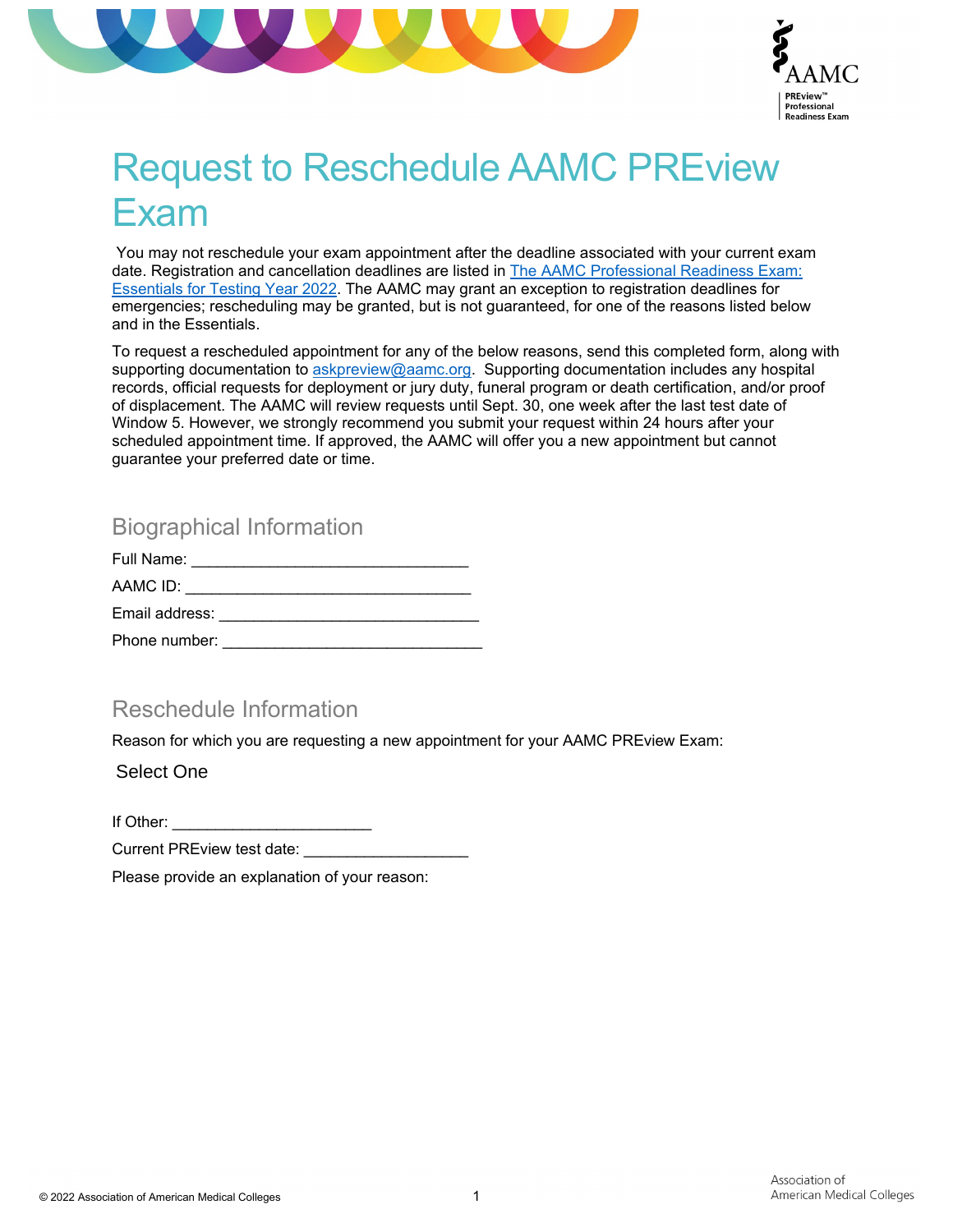# Request to Reschedule AAMC PREview Exam

You may not reschedule your exam appointment after the deadline associated with your current exam date. Registration and cancellation deadlines are listed in [The AAMC Professional Readiness Exam: Essentials for Testing Year 2022](). The AAMC may grant an exception to registration deadlines for emergencies; rescheduling may be granted, but is not guaranteed, for one of the reasons listed below and in the Essentials.

To request a rescheduled appointment for any of the below reasons, send this completed form, along with supporting documentation to [askpreview@aamc.org](mailto:askpreview@aamc.org). Supporting documentation includes any hospital records, official requests for deployment or jury duty, funeral program or death certification, and/or proof of displacement. The AAMC will review requests until Sept. 30, one week after the last test date of Window 5. However, we strongly recommend you submit your request within 24 hours after your scheduled appointment time. If approved, the AAMC will offer you a new appointment but cannot guarantee your preferred date or time.

## Biographical Information

Full Name: ________________________________

AAMC ID: _________________________________

Email address: ______________________________

Phone number: ______________________________

## Reschedule Information

Reason for which you are requesting a new appointment for your AAMC PREview Exam:

Select One

If Other: _______________________

Current PREview test date: ___________________

Please provide an explanation of your reason: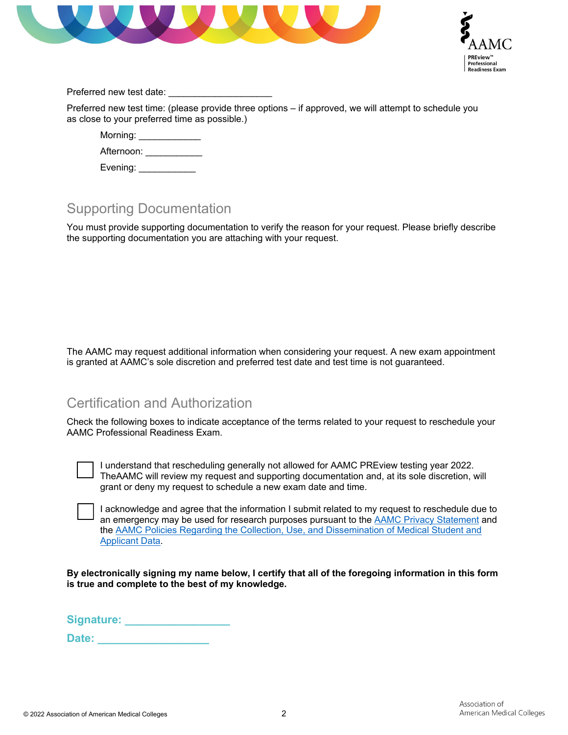Preferred new test date: ____________________

Preferred new test time: (please provide three options – if approved, we will attempt to schedule you as close to your preferred time as possible.)

Morning: ____________

Afternoon: ___________

Evening: ___________

## Supporting Documentation

You must provide supporting documentation to verify the reason for your request. Please briefly describe the supporting documentation you are attaching with your request.

The AAMC may request additional information when considering your request. A new exam appointment is granted at AAMC's sole discretion and preferred test date and test time is not guaranteed.

## Certification and Authorization

Check the following boxes to indicate acceptance of the terms related to your request to reschedule your AAMC Professional Readiness Exam.

☐ I understand that rescheduling generally not allowed for AAMC PREview testing year 2022. TheAAMC will review my request and supporting documentation and, at its sole discretion, will grant or deny my request to schedule a new exam date and time.

☐ I acknowledge and agree that the information I submit related to my request to reschedule due to an emergency may be used for research purposes pursuant to the AAMC Privacy Statement and the AAMC Policies Regarding the Collection, Use, and Dissemination of Medical Student and Applicant Data.

**By electronically signing my name below, I certify that all of the foregoing information in this form is true and complete to the best of my knowledge.**

**Signature: _________________**

**Date: __________________**

© 2022 Association of American Medical Colleges